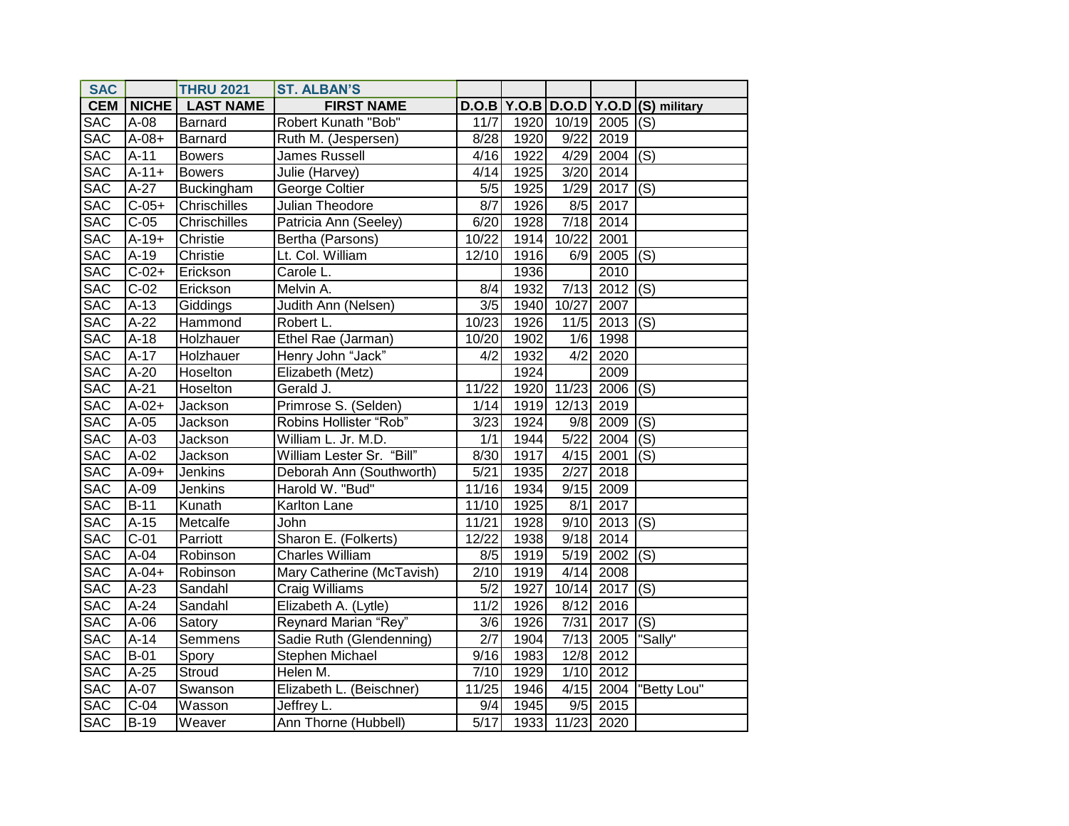| SAC | | THRU 2021 | ST. ALBAN'S | | | | | |
|---|---|---|---|---|---|---|---|---|
| CEM | NICHE | LAST NAME | FIRST NAME | D.O.B | Y.O.B | D.O.D | Y.O.D | (S) military |
| SAC | A-08 | Barnard | Robert Kunath "Bob" | 11/7 | 1920 | 10/19 | 2005 | (S) |
| SAC | A-08+ | Barnard | Ruth M. (Jespersen) | 8/28 | 1920 | 9/22 | 2019 | |
| SAC | A-11 | Bowers | James Russell | 4/16 | 1922 | 4/29 | 2004 | (S) |
| SAC | A-11+ | Bowers | Julie (Harvey) | 4/14 | 1925 | 3/20 | 2014 | |
| SAC | A-27 | Buckingham | George Coltier | 5/5 | 1925 | 1/29 | 2017 | (S) |
| SAC | C-05+ | Chrischilles | Julian Theodore | 8/7 | 1926 | 8/5 | 2017 | |
| SAC | C-05 | Chrischilles | Patricia Ann (Seeley) | 6/20 | 1928 | 7/18 | 2014 | |
| SAC | A-19+ | Christie | Bertha (Parsons) | 10/22 | 1914 | 10/22 | 2001 | |
| SAC | A-19 | Christie | Lt. Col. William | 12/10 | 1916 | 6/9 | 2005 | (S) |
| SAC | C-02+ | Erickson | Carole L. | | 1936 | | 2010 | |
| SAC | C-02 | Erickson | Melvin A. | 8/4 | 1932 | 7/13 | 2012 | (S) |
| SAC | A-13 | Giddings | Judith Ann (Nelsen) | 3/5 | 1940 | 10/27 | 2007 | |
| SAC | A-22 | Hammond | Robert L. | 10/23 | 1926 | 11/5 | 2013 | (S) |
| SAC | A-18 | Holzhauer | Ethel Rae (Jarman) | 10/20 | 1902 | 1/6 | 1998 | |
| SAC | A-17 | Holzhauer | Henry John "Jack" | 4/2 | 1932 | 4/2 | 2020 | |
| SAC | A-20 | Hoselton | Elizabeth (Metz) | | 1924 | | 2009 | |
| SAC | A-21 | Hoselton | Gerald J. | 11/22 | 1920 | 11/23 | 2006 | (S) |
| SAC | A-02+ | Jackson | Primrose S. (Selden) | 1/14 | 1919 | 12/13 | 2019 | |
| SAC | A-05 | Jackson | Robins Hollister "Rob" | 3/23 | 1924 | 9/8 | 2009 | (S) |
| SAC | A-03 | Jackson | William L. Jr. M.D. | 1/1 | 1944 | 5/22 | 2004 | (S) |
| SAC | A-02 | Jackson | William Lester Sr. "Bill" | 8/30 | 1917 | 4/15 | 2001 | (S) |
| SAC | A-09+ | Jenkins | Deborah Ann (Southworth) | 5/21 | 1935 | 2/27 | 2018 | |
| SAC | A-09 | Jenkins | Harold W. "Bud" | 11/16 | 1934 | 9/15 | 2009 | |
| SAC | B-11 | Kunath | Karlton Lane | 11/10 | 1925 | 8/1 | 2017 | |
| SAC | A-15 | Metcalfe | John | 11/21 | 1928 | 9/10 | 2013 | (S) |
| SAC | C-01 | Parriott | Sharon E. (Folkerts) | 12/22 | 1938 | 9/18 | 2014 | |
| SAC | A-04 | Robinson | Charles William | 8/5 | 1919 | 5/19 | 2002 | (S) |
| SAC | A-04+ | Robinson | Mary Catherine (McTavish) | 2/10 | 1919 | 4/14 | 2008 | |
| SAC | A-23 | Sandahl | Craig Williams | 5/2 | 1927 | 10/14 | 2017 | (S) |
| SAC | A-24 | Sandahl | Elizabeth A. (Lytle) | 11/2 | 1926 | 8/12 | 2016 | |
| SAC | A-06 | Satory | Reynard Marian "Rey" | 3/6 | 1926 | 7/31 | 2017 | (S) |
| SAC | A-14 | Semmens | Sadie Ruth (Glendenning) | 2/7 | 1904 | 7/13 | 2005 | "Sally" |
| SAC | B-01 | Spory | Stephen Michael | 9/16 | 1983 | 12/8 | 2012 | |
| SAC | A-25 | Stroud | Helen M. | 7/10 | 1929 | 1/10 | 2012 | |
| SAC | A-07 | Swanson | Elizabeth L. (Beischner) | 11/25 | 1946 | 4/15 | 2004 | "Betty Lou" |
| SAC | C-04 | Wasson | Jeffrey L. | 9/4 | 1945 | 9/5 | 2015 | |
| SAC | B-19 | Weaver | Ann Thorne (Hubbell) | 5/17 | 1933 | 11/23 | 2020 | |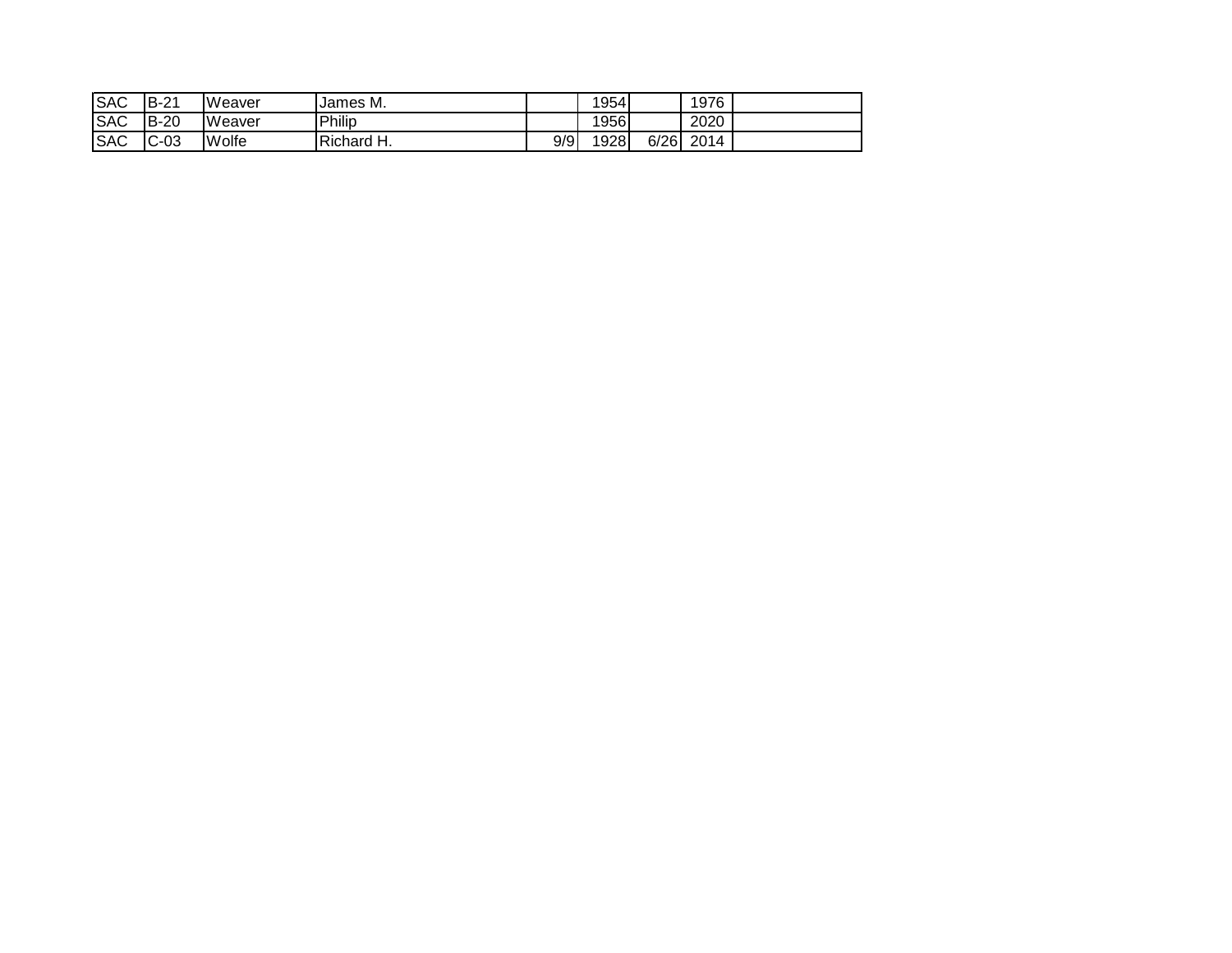| | | | | | | | | |
|---|---|---|---|---|---|---|---|---|
| SAC | B-21 | Weaver | James M. | | 1954 | | 1976 | |
| SAC | B-20 | Weaver | Philip | | 1956 | | 2020 | |
| SAC | C-03 | Wolfe | Richard H. | 9/9 | 1928 | 6/26 | 2014 | |